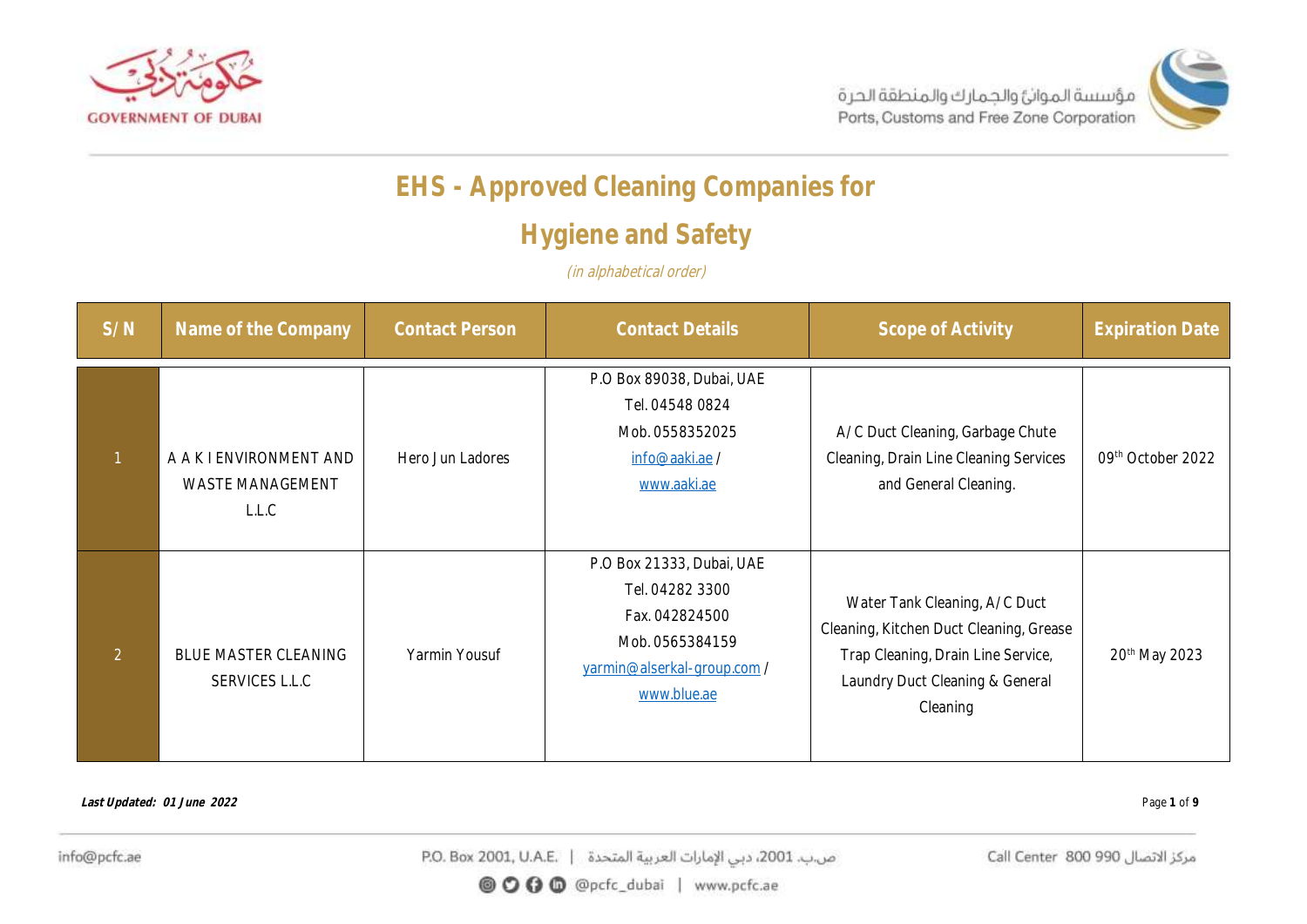# EHS - Approved Cleaning Companies for Hygiene and Safety

*(in alphabetical order)*

| S/N | Name of the Company | Contact Person | Contact Details | Scope of Activity | Expiration Date |
|---|---|---|---|---|---|
| 1 | A A K I ENVIRONMENT AND WASTE MANAGEMENT L.L.C | Hero Jun Ladores | P.O Box 89038, Dubai, UAE<br>Tel. 04548 0824<br>Mob. 0558352025<br>info@aaki.ae / www.aaki.ae | A/C Duct Cleaning, Garbage Chute Cleaning, Drain Line Cleaning Services and General Cleaning. | 09th October 2022 |
| 2 | BLUE MASTER CLEANING SERVICES L.L.C | Yarmin Yousuf | P.O Box 21333, Dubai, UAE<br>Tel. 04282 3300<br>Fax. 042824500<br>Mob. 0565384159<br>yarmin@alserkal-group.com / www.blue.ae | Water Tank Cleaning, A/C Duct Cleaning, Kitchen Duct Cleaning, Grease Trap Cleaning, Drain Line Service, Laundry Duct Cleaning & General Cleaning | 20th May 2023 |

***Last Updated: 01 June 2022***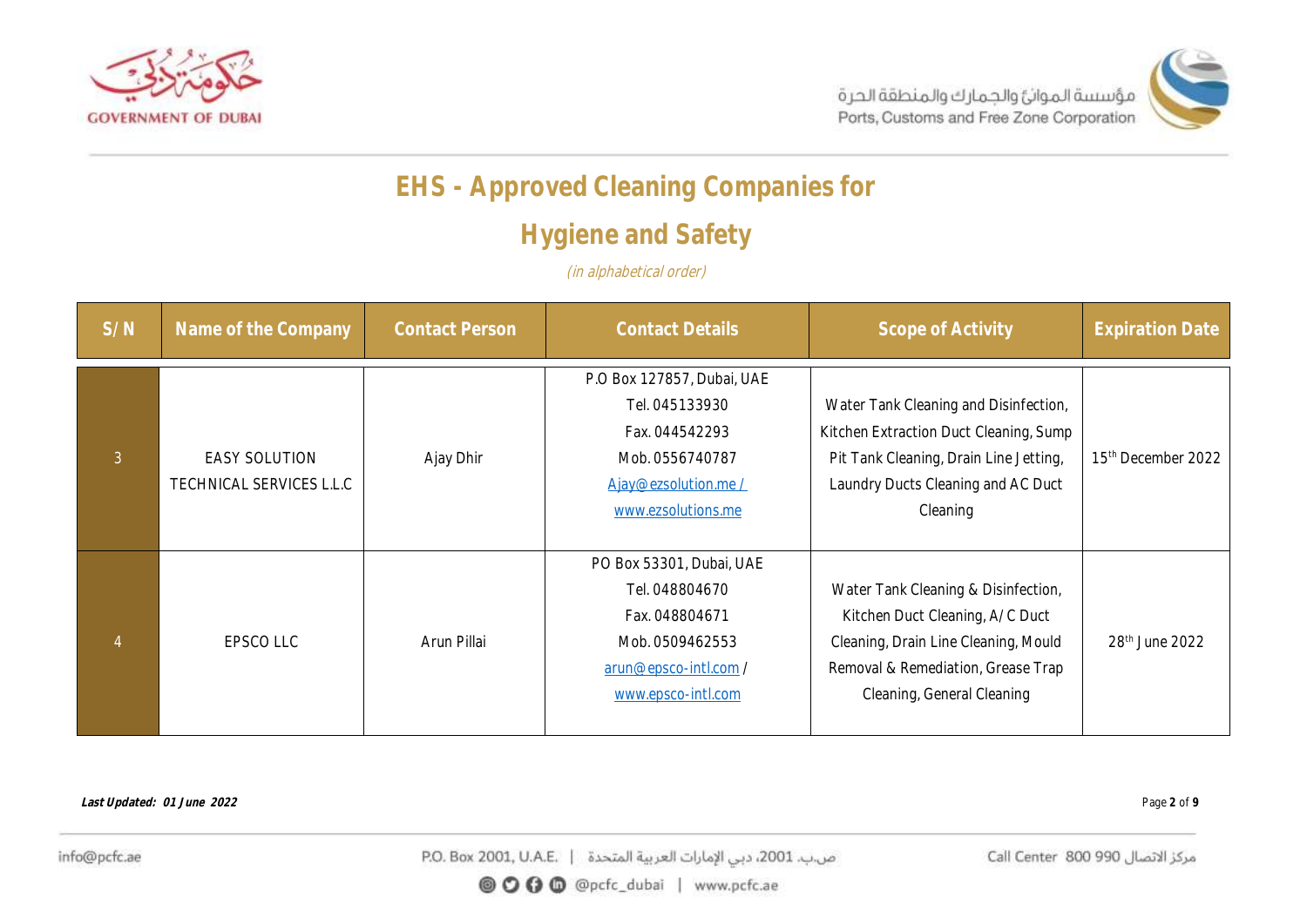# EHS - Approved Cleaning Companies for

# Hygiene and Safety

*(in alphabetical order)*

| S/N | Name of the Company | Contact Person | Contact Details | Scope of Activity | Expiration Date |
|---|---|---|---|---|---|
| 3 | EASY SOLUTION TECHNICAL SERVICES L.L.C | Ajay Dhir | P.O Box 127857, Dubai, UAE<br>Tel. 045133930<br>Fax. 044542293<br>Mob. 0556740787<br>Ajay@ezsolution.me /<br>www.ezsolutions.me | Water Tank Cleaning and Disinfection, Kitchen Extraction Duct Cleaning, Sump Pit Tank Cleaning, Drain Line Jetting, Laundry Ducts Cleaning and AC Duct Cleaning | 15th December 2022 |
| 4 | EPSCO LLC | Arun Pillai | PO Box 53301, Dubai, UAE<br>Tel. 048804670<br>Fax. 048804671<br>Mob. 0509462553<br>arun@epsco-intl.com /<br>www.epsco-intl.com | Water Tank Cleaning & Disinfection, Kitchen Duct Cleaning, A/C Duct Cleaning, Drain Line Cleaning, Mould Removal & Remediation, Grease Trap Cleaning, General Cleaning | 28th June 2022 |

***Last Updated: 01 June 2022***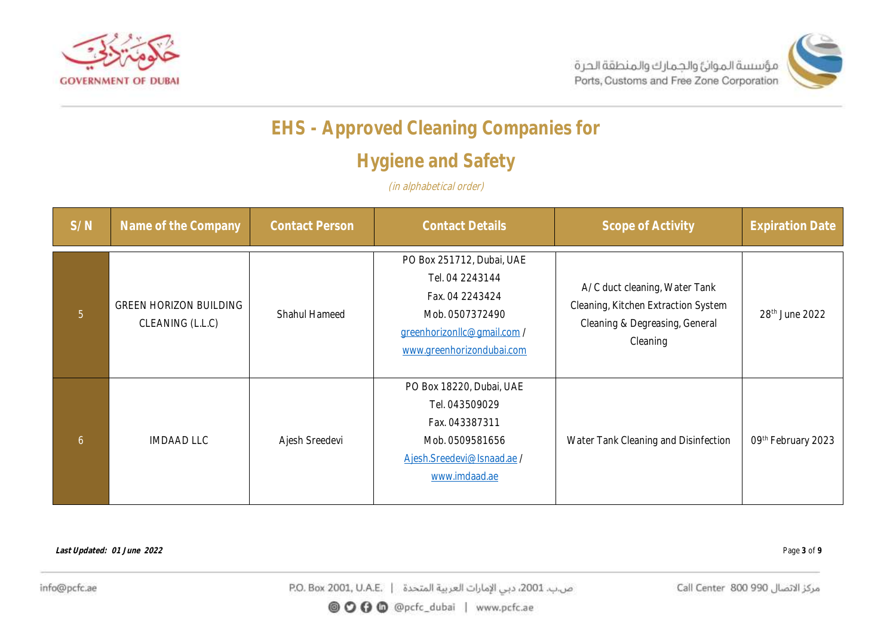# EHS - Approved Cleaning Companies for Hygiene and Safety

*(in alphabetical order)*

| S/N | Name of the Company | Contact Person | Contact Details | Scope of Activity | Expiration Date |
|---|---|---|---|---|---|
| 5 | GREEN HORIZON BUILDING CLEANING (L.L.C) | Shahul Hameed | PO Box 251712, Dubai, UAE<br>Tel. 04 2243144<br>Fax. 04 2243424<br>Mob. 0507372490<br>greenhorizonllc@gmail.com / www.greenhorizondubai.com | A/C duct cleaning, Water Tank Cleaning, Kitchen Extraction System Cleaning & Degreasing, General Cleaning | 28th June 2022 |
| 6 | IMDAAD LLC | Ajesh Sreedevi | PO Box 18220, Dubai, UAE<br>Tel. 043509029<br>Fax. 043387311<br>Mob. 0509581656<br>Ajesh.Sreedevi@Isnaad.ae / www.imdaad.ae | Water Tank Cleaning and Disinfection | 09th February 2023 |

***Last Updated: 01 June 2022***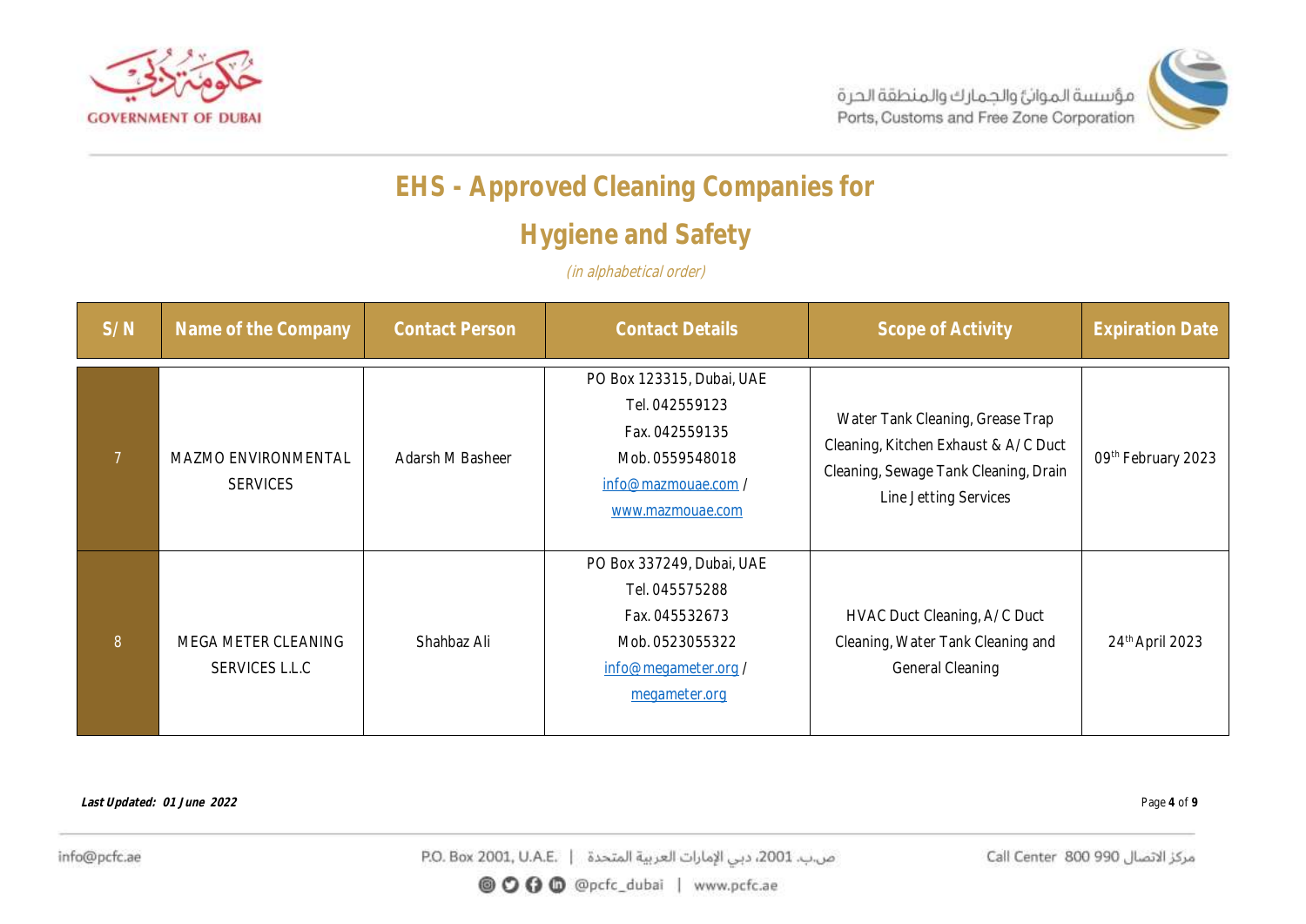# EHS - Approved Cleaning Companies for Hygiene and Safety

*(in alphabetical order)*

| S/N | Name of the Company | Contact Person | Contact Details | Scope of Activity | Expiration Date |
|---|---|---|---|---|---|
| 7 | MAZMO ENVIRONMENTAL SERVICES | Adarsh M Basheer | PO Box 123315, Dubai, UAE<br>Tel. 042559123<br>Fax. 042559135<br>Mob. 0559548018<br>info@mazmouae.com / www.mazmouae.com | Water Tank Cleaning, Grease Trap Cleaning, Kitchen Exhaust & A/C Duct Cleaning, Sewage Tank Cleaning, Drain Line Jetting Services | 09th February 2023 |
| 8 | MEGA METER CLEANING SERVICES L.L.C | Shahbaz Ali | PO Box 337249, Dubai, UAE<br>Tel. 045575288<br>Fax. 045532673<br>Mob. 0523055322<br>info@megameter.org / megameter.org | HVAC Duct Cleaning, A/C Duct Cleaning, Water Tank Cleaning and General Cleaning | 24th April 2023 |

***Last Updated: 01 June 2022***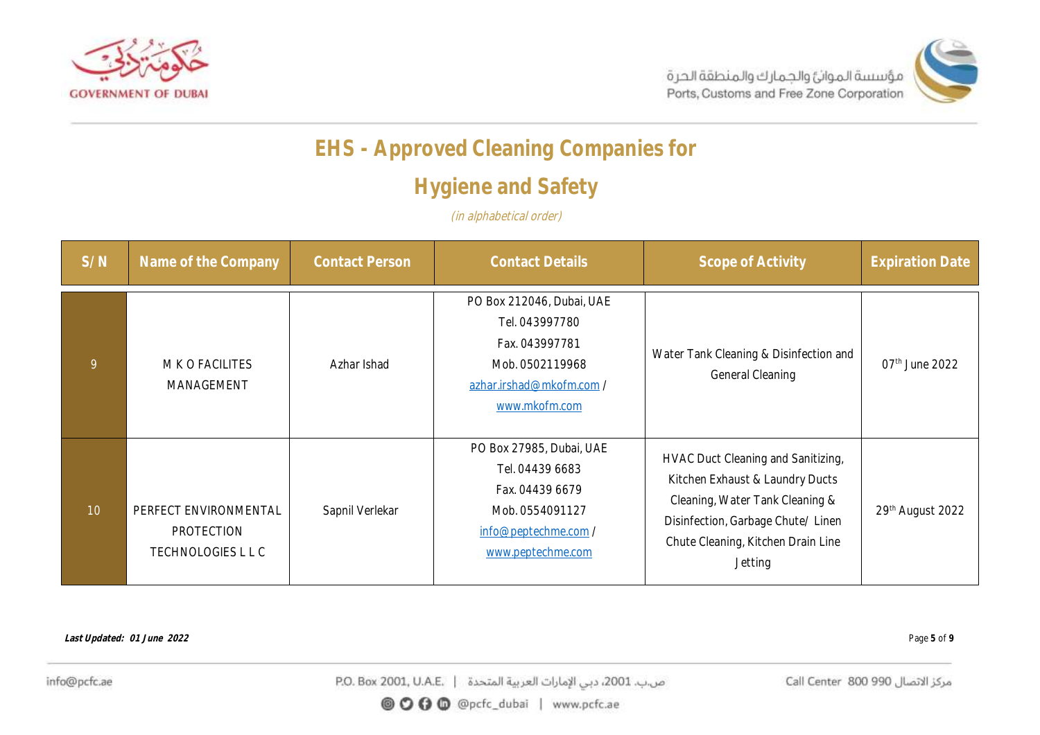# EHS - Approved Cleaning Companies for Hygiene and Safety

*(in alphabetical order)*

| S/N | Name of the Company | Contact Person | Contact Details | Scope of Activity | Expiration Date |
|---|---|---|---|---|---|
| 9 | M K O FACILITES MANAGEMENT | Azhar Ishad | PO Box 212046, Dubai, UAE<br>Tel. 043997780<br>Fax. 043997781<br>Mob. 0502119968<br>azhar.irshad@mkofm.com /<br>www.mkofm.com | Water Tank Cleaning & Disinfection and General Cleaning | 07th June 2022 |
| 10 | PERFECT ENVIRONMENTAL PROTECTION TECHNOLOGIES L L C | Sapnil Verlekar | PO Box 27985, Dubai, UAE<br>Tel. 04439 6683<br>Fax. 04439 6679<br>Mob. 0554091127<br>info@peptechme.com /<br>www.peptechme.com | HVAC Duct Cleaning and Sanitizing, Kitchen Exhaust & Laundry Ducts Cleaning, Water Tank Cleaning & Disinfection, Garbage Chute/ Linen Chute Cleaning, Kitchen Drain Line Jetting | 29th August 2022 |

***Last Updated: 01 June 2022***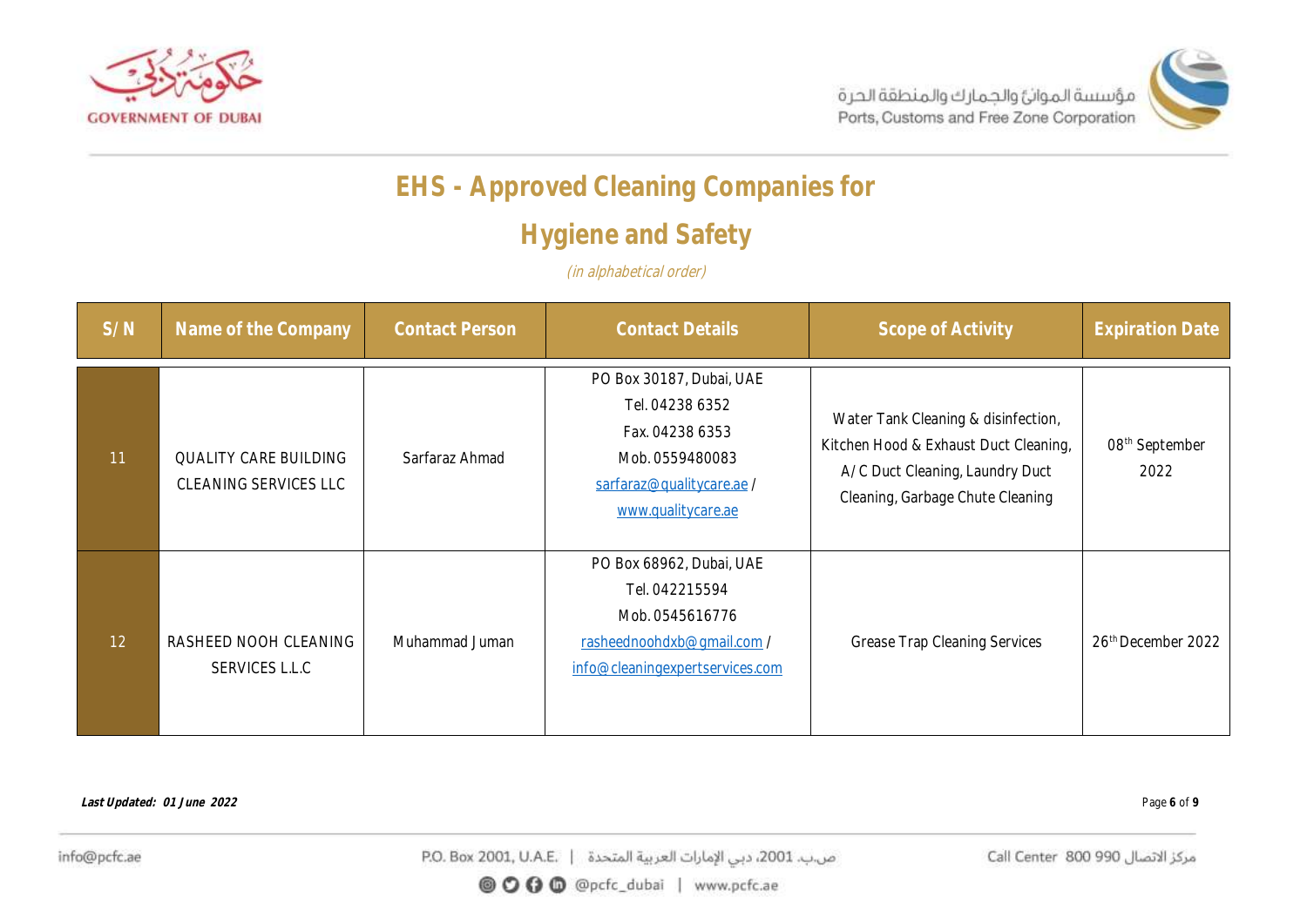# EHS - Approved Cleaning Companies for Hygiene and Safety

*(in alphabetical order)*

| S/N | Name of the Company | Contact Person | Contact Details | Scope of Activity | Expiration Date |
|---|---|---|---|---|---|
| 11 | QUALITY CARE BUILDING CLEANING SERVICES LLC | Sarfaraz Ahmad | PO Box 30187, Dubai, UAE<br>Tel. 04238 6352<br>Fax. 04238 6353<br>Mob. 0559480083<br>sarfaraz@qualitycare.ae / www.qualitycare.ae | Water Tank Cleaning & disinfection, Kitchen Hood & Exhaust Duct Cleaning, A/C Duct Cleaning, Laundry Duct Cleaning, Garbage Chute Cleaning | 08th September 2022 |
| 12 | RASHEED NOOH CLEANING SERVICES L.L.C | Muhammad Juman | PO Box 68962, Dubai, UAE<br>Tel. 042215594<br>Mob. 0545616776<br>rasheednoohdxb@gmail.com / info@cleaningexpertservices.com | Grease Trap Cleaning Services | 26th December 2022 |

***Last Updated: 01 June 2022***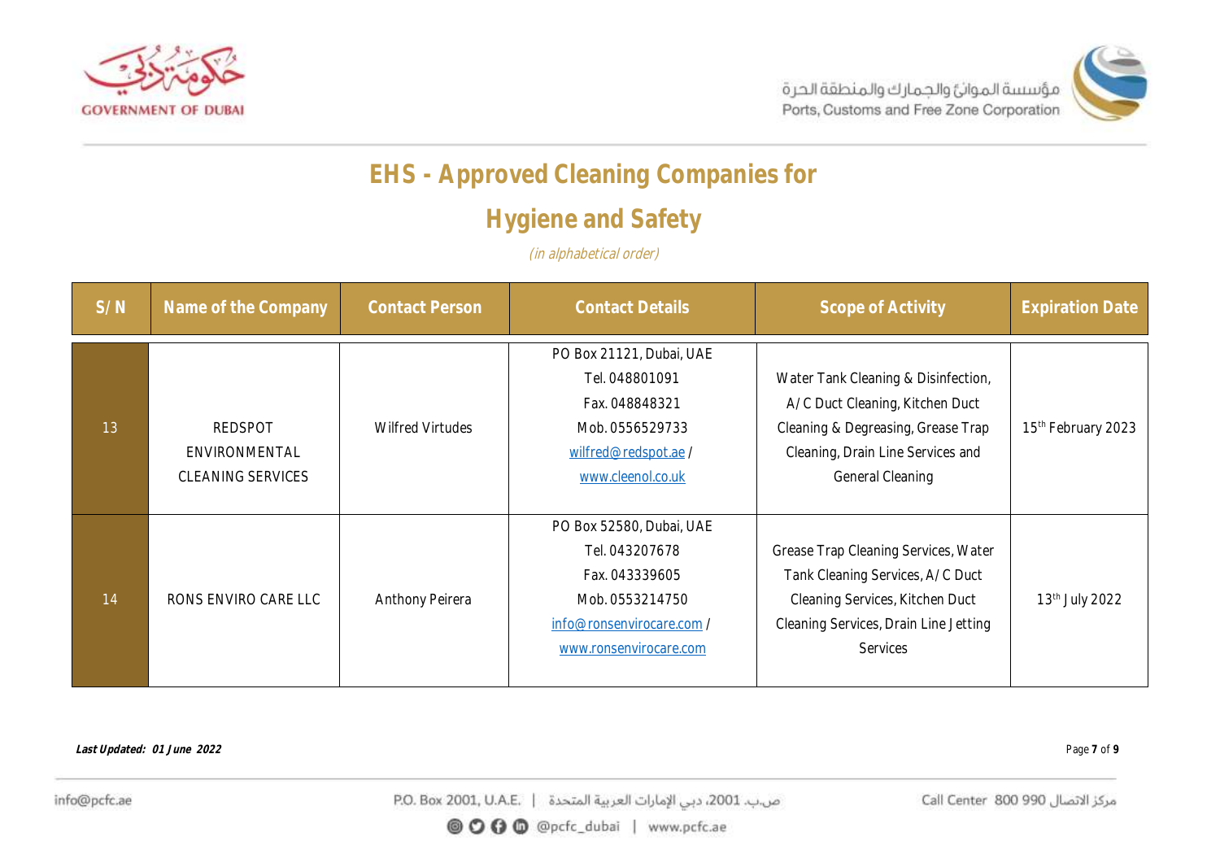# EHS - Approved Cleaning Companies for

# Hygiene and Safety

*(in alphabetical order)*

| S/N | Name of the Company | Contact Person | Contact Details | Scope of Activity | Expiration Date |
|---|---|---|---|---|---|
| 13 | REDSPOT ENVIRONMENTAL CLEANING SERVICES | Wilfred Virtudes | PO Box 21121, Dubai, UAE<br>Tel. 048801091<br>Fax. 048848321<br>Mob. 0556529733<br>wilfred@redspot.ae /<br>www.cleenol.co.uk | Water Tank Cleaning & Disinfection, A/C Duct Cleaning, Kitchen Duct Cleaning & Degreasing, Grease Trap Cleaning, Drain Line Services and General Cleaning | 15th February 2023 |
| 14 | RONS ENVIRO CARE LLC | Anthony Peirera | PO Box 52580, Dubai, UAE<br>Tel. 043207678<br>Fax. 043339605<br>Mob. 0553214750<br>info@ronsenvirocare.com /<br>www.ronsenvirocare.com | Grease Trap Cleaning Services, Water Tank Cleaning Services, A/C Duct Cleaning Services, Kitchen Duct Cleaning Services, Drain Line Jetting Services | 13th July 2022 |

***Last Updated: 01 June 2022***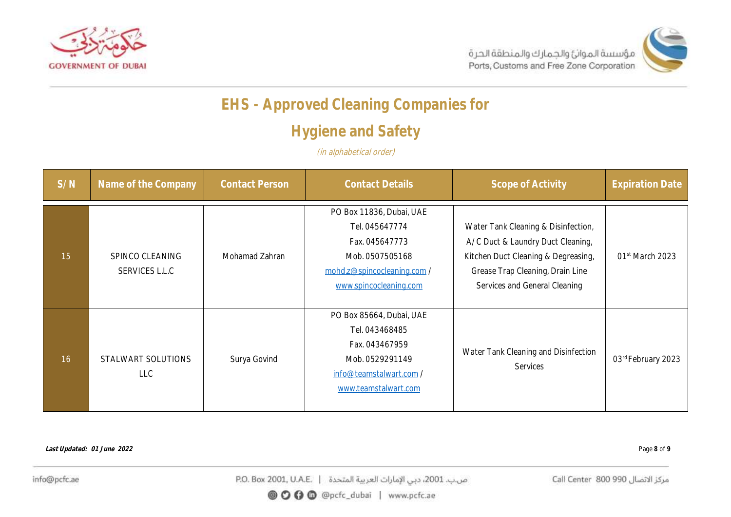# EHS - Approved Cleaning Companies for Hygiene and Safety

*(in alphabetical order)*

| S/N | Name of the Company | Contact Person | Contact Details | Scope of Activity | Expiration Date |
|---|---|---|---|---|---|
| 15 | SPINCO CLEANING SERVICES L.L.C | Mohamad Zahran | PO Box 11836, Dubai, UAE<br>Tel. 045647774<br>Fax. 045647773<br>Mob. 0507505168<br>mohd.z@spincocleaning.com / www.spincocleaning.com | Water Tank Cleaning & Disinfection, A/C Duct & Laundry Duct Cleaning, Kitchen Duct Cleaning & Degreasing, Grease Trap Cleaning, Drain Line Services and General Cleaning | 01st March 2023 |
| 16 | STALWART SOLUTIONS LLC | Surya Govind | PO Box 85664, Dubai, UAE<br>Tel. 043468485<br>Fax. 043467959<br>Mob. 0529291149<br>info@teamstalwart.com / www.teamstalwart.com | Water Tank Cleaning and Disinfection Services | 03rd February 2023 |

***Last Updated: 01 June 2022***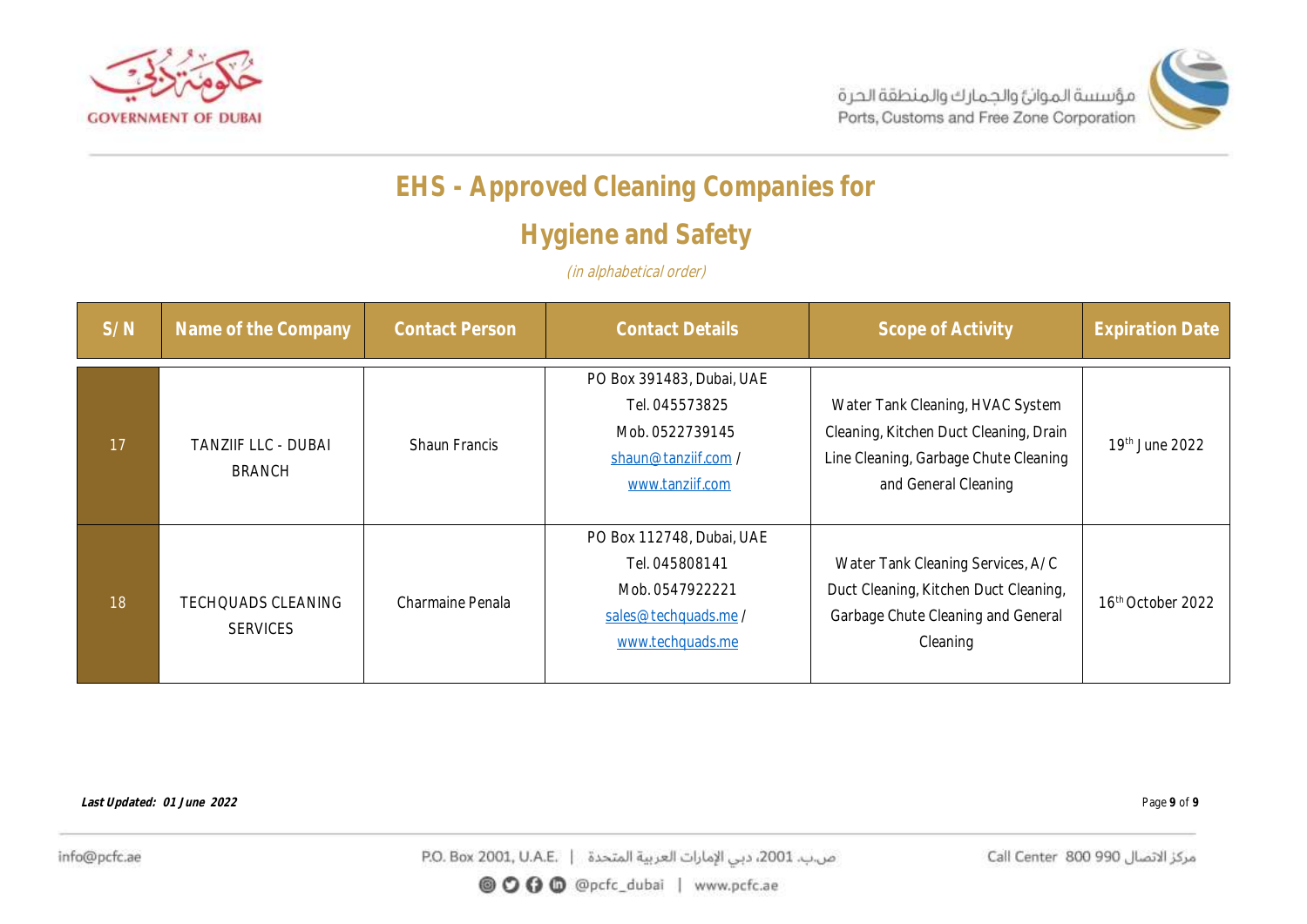# EHS - Approved Cleaning Companies for Hygiene and Safety

*(in alphabetical order)*

| S/N | Name of the Company | Contact Person | Contact Details | Scope of Activity | Expiration Date |
|---|---|---|---|---|---|
| 17 | TANZIIF LLC - DUBAI BRANCH | Shaun Francis | PO Box 391483, Dubai, UAE<br>Tel. 045573825<br>Mob. 0522739145<br>shaun@tanziif.com / www.tanziif.com | Water Tank Cleaning, HVAC System Cleaning, Kitchen Duct Cleaning, Drain Line Cleaning, Garbage Chute Cleaning and General Cleaning | 19th June 2022 |
| 18 | TECHQUADS CLEANING SERVICES | Charmaine Penala | PO Box 112748, Dubai, UAE<br>Tel. 045808141<br>Mob. 0547922221<br>sales@techquads.me / www.techquads.me | Water Tank Cleaning Services, A/C Duct Cleaning, Kitchen Duct Cleaning, Garbage Chute Cleaning and General Cleaning | 16th October 2022 |

***Last Updated: 01 June 2022***